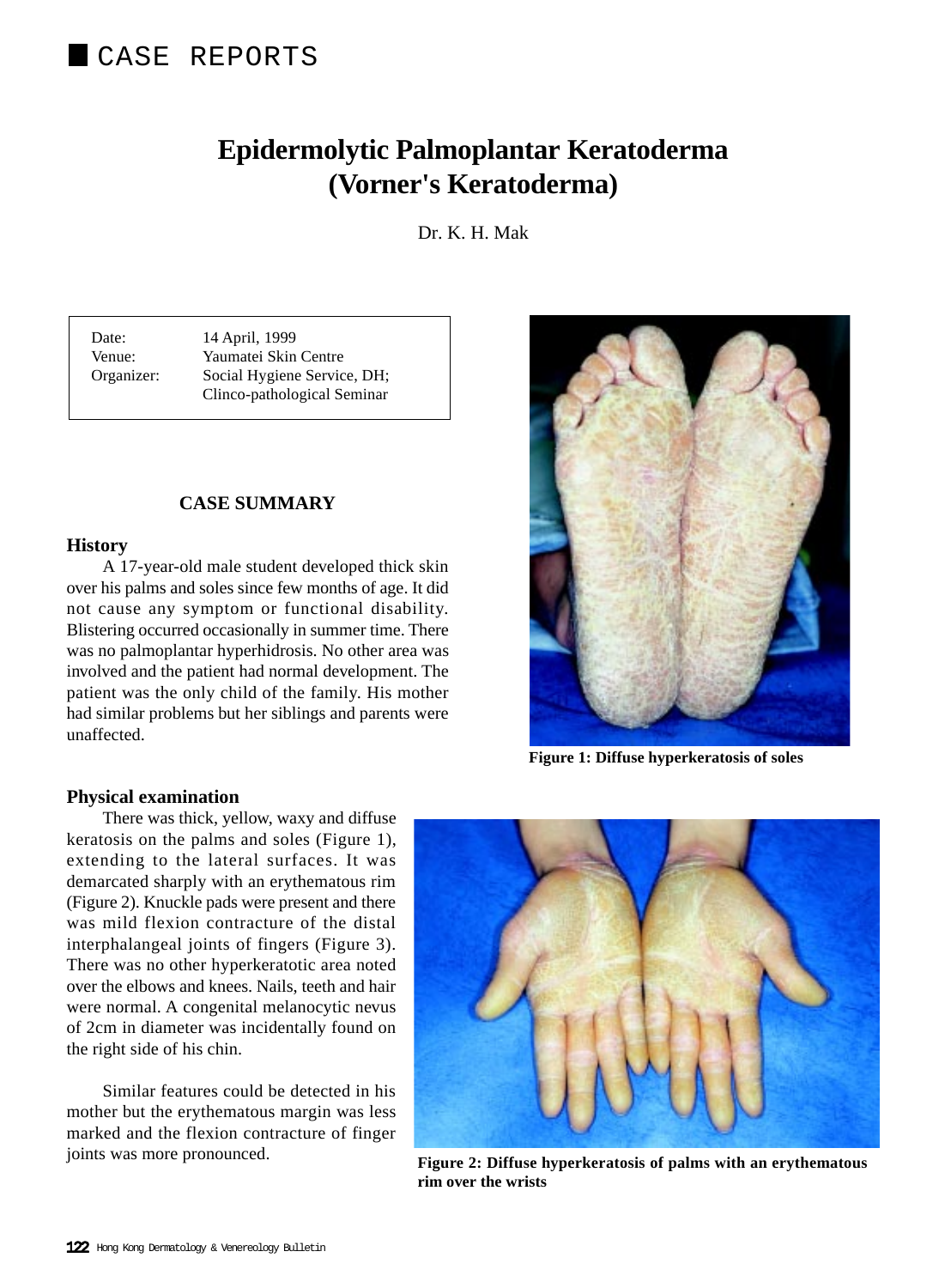# CASE REPORTS

# Epidermolytic Palmoplantar Keratoderma (Vorner's Keratoderma)

Dr. K. H. Mak

| | |
|---|---|
| Date: | 14 April, 1999 |
| Venue: | Yaumatei Skin Centre |
| Organizer: | Social Hygiene Service, DH; Clinco-pathological Seminar |

## CASE SUMMARY

### History

A 17-year-old male student developed thick skin over his palms and soles since few months of age. It did not cause any symptom or functional disability. Blistering occurred occasionally in summer time. There was no palmoplantar hyperhidrosis. No other area was involved and the patient had normal development. The patient was the only child of the family. His mother had similar problems but her siblings and parents were unaffected.

**Figure 1: Diffuse hyperkeratosis of soles**

### Physical examination

There was thick, yellow, waxy and diffuse keratosis on the palms and soles (Figure 1), extending to the lateral surfaces. It was demarcated sharply with an erythematous rim (Figure 2). Knuckle pads were present and there was mild flexion contracture of the distal interphalangeal joints of fingers (Figure 3). There was no other hyperkeratotic area noted over the elbows and knees. Nails, teeth and hair were normal. A congenital melanocytic nevus of 2cm in diameter was incidentally found on the right side of his chin.

Similar features could be detected in his mother but the erythematous margin was less marked and the flexion contracture of finger joints was more pronounced.

**Figure 2: Diffuse hyperkeratosis of palms with an erythematous rim over the wrists**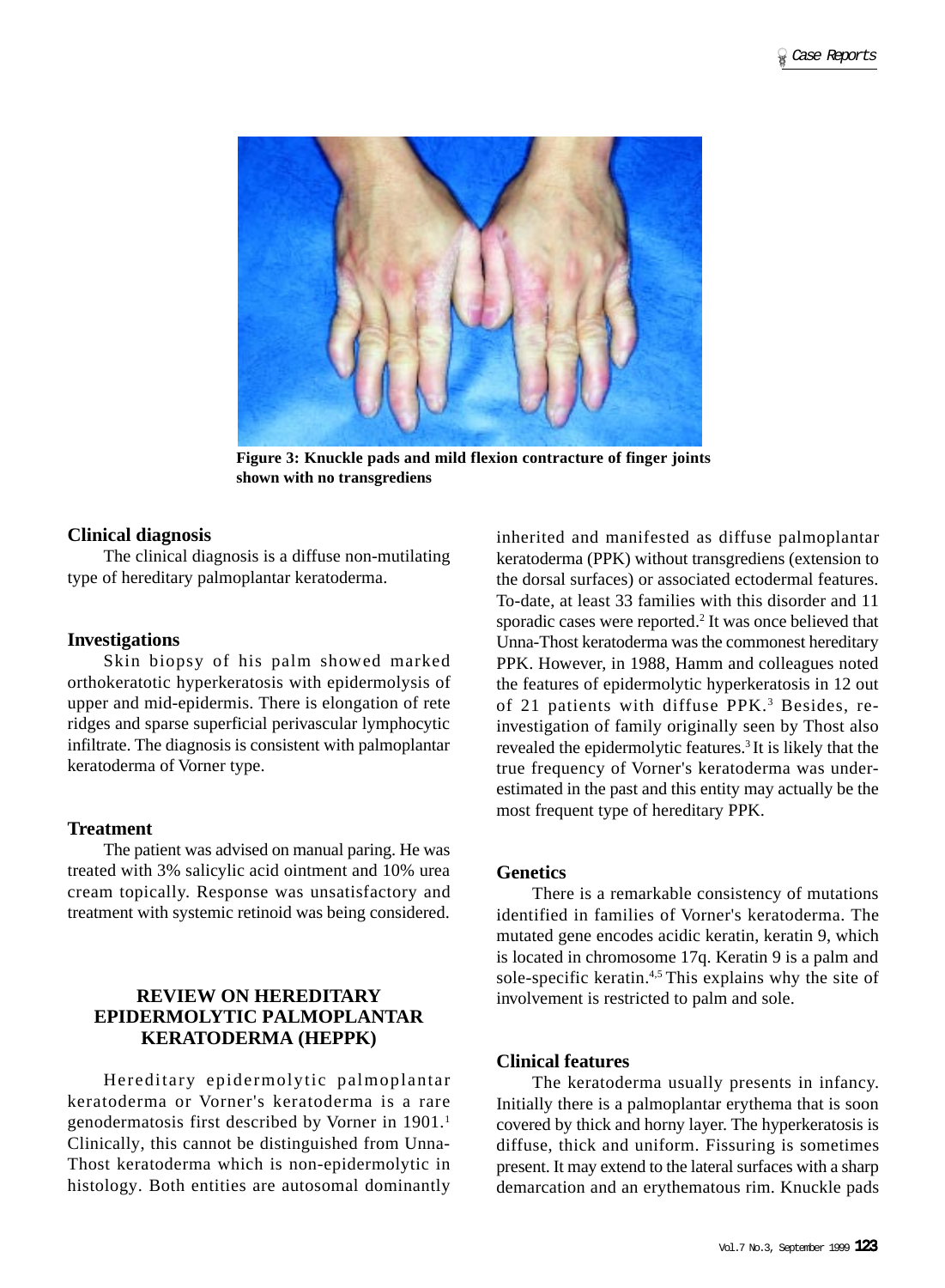**Figure 3: Knuckle pads and mild flexion contracture of finger joints shown with no transgrediens**

### Clinical diagnosis

The clinical diagnosis is a diffuse non-mutilating type of hereditary palmoplantar keratoderma.

### Investigations

Skin biopsy of his palm showed marked orthokeratotic hyperkeratosis with epidermolysis of upper and mid-epidermis. There is elongation of rete ridges and sparse superficial perivascular lymphocytic infiltrate. The diagnosis is consistent with palmoplantar keratoderma of Vorner type.

### Treatment

The patient was advised on manual paring. He was treated with 3% salicylic acid ointment and 10% urea cream topically. Response was unsatisfactory and treatment with systemic retinoid was being considered.

## REVIEW ON HEREDITARY EPIDERMOLYTIC PALMOPLANTAR KERATODERMA (HEPPK)

Hereditary epidermolytic palmoplantar keratoderma or Vorner's keratoderma is a rare genodermatosis first described by Vorner in 1901.[1] Clinically, this cannot be distinguished from Unna-Thost keratoderma which is non-epidermolytic in histology. Both entities are autosomal dominantly inherited and manifested as diffuse palmoplantar keratoderma (PPK) without transgrediens (extension to the dorsal surfaces) or associated ectodermal features. To-date, at least 33 families with this disorder and 11 sporadic cases were reported.[2] It was once believed that Unna-Thost keratoderma was the commonest hereditary PPK. However, in 1988, Hamm and colleagues noted the features of epidermolytic hyperkeratosis in 12 out of 21 patients with diffuse PPK.[3] Besides, re-investigation of family originally seen by Thost also revealed the epidermolytic features.[3] It is likely that the true frequency of Vorner's keratoderma was under-estimated in the past and this entity may actually be the most frequent type of hereditary PPK.

### Genetics

There is a remarkable consistency of mutations identified in families of Vorner's keratoderma. The mutated gene encodes acidic keratin, keratin 9, which is located in chromosome 17q. Keratin 9 is a palm and sole-specific keratin.[4,5] This explains why the site of involvement is restricted to palm and sole.

### Clinical features

The keratoderma usually presents in infancy. Initially there is a palmoplantar erythema that is soon covered by thick and horny layer. The hyperkeratosis is diffuse, thick and uniform. Fissuring is sometimes present. It may extend to the lateral surfaces with a sharp demarcation and an erythematous rim. Knuckle pads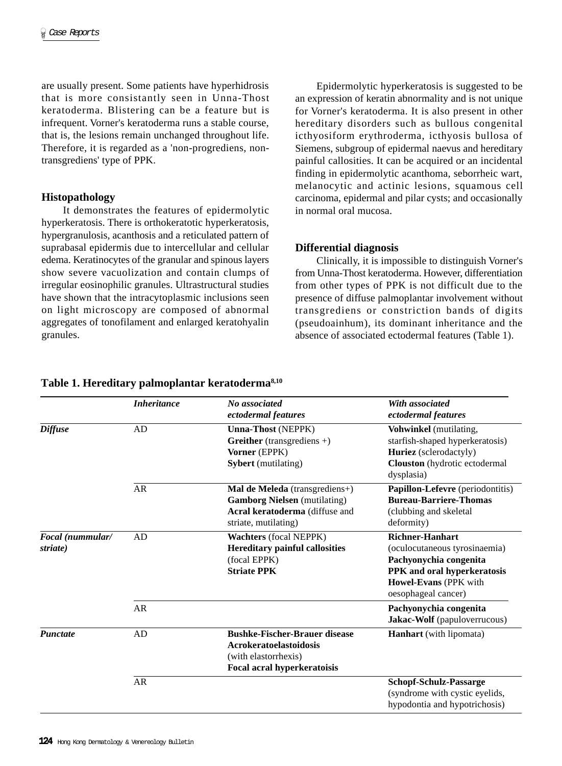are usually present. Some patients have hyperhidrosis that is more consistantly seen in Unna-Thost keratoderma. Blistering can be a feature but is infrequent. Vorner's keratoderma runs a stable course, that is, the lesions remain unchanged throughout life. Therefore, it is regarded as a 'non-prolrediens, non-transgrediens' type of PPK.

### Histopathology

It demonstrates the features of epidermolytic hyperkeratosis. There is orthokeratotic hyperkeratosis, hypergranulosis, acanthosis and a reticulated pattern of suprabasal epidermis due to intercellular and cellular edema. Keratinocytes of the granular and spinous layers show severe vacuolization and contain clumps of irregular eosinophilic granules. Ultrastructural studies have shown that the intracytoplasmic inclusions seen on light microscopy are composed of abnormal aggregates of tonofilament and enlarged keratohyalin granules.

Epidermolytic hyperkeratosis is suggested to be an expression of keratin abnormality and is not unique for Vorner's keratoderma. It is also present in other hereditary disorders such as bullous congenital icthyosiform erythroderma, icthyosis bullosa of Siemens, subgroup of epidermal naevus and hereditary painful callosities. It can be acquired or an incidental finding in epidermolytic acanthoma, seborrheic wart, melanocytic and actinic lesions, squamous cell carcinoma, epidermal and pilar cysts; and occasionally in normal oral mucosa.

### Differential diagnosis

Clinically, it is impossible to distinguish Vorner's from Unna-Thost keratoderma. However, differentiation from other types of PPK is not difficult due to the presence of diffuse palmoplantar involvement without transgrediens or constriction bands of digits (pseudoainhum), its dominant inheritance and the absence of associated ectodermal features (Table 1).

**Table 1. Hereditary palmoplantar keratoderma[8,10]**

| | *Inheritance* | *No associated ectodermal features* | *With associated ectodermal features* |
|---|---|---|---|
| ***Diffuse*** | AD | **Unna-Thost** (NEPPK)<br>**Greither** (transgrediens +)<br>**Vorner** (EPPK)<br>**Sybert** (mutilating) | **Vohwinkel** (mutilating, starfish-shaped hyperkeratosis)<br>**Huriez** (sclerodactyly)<br>**Clouston** (hydrotic ectodermal dysplasia) |
| | AR | **Mal de Meleda** (transgrediens+)<br>**Gamborg Nielsen** (mutilating)<br>**Acral keratoderma** (diffuse and striate, mutilating) | **Papillon-Lefevre** (periodontitis)<br>**Bureau-Barriere-Thomas** (clubbing and skeletal deformity) |
| ***Focal (nummular/ striate)*** | AD | **Wachters** (focal NEPPK)<br>**Hereditary painful callosities** (focal EPPK)<br>**Striate PPK** | **Richner-Hanhart** (oculocutaneous tyrosinaemia)<br>**Pachyonychia congenita**<br>**PPK and oral hyperkeratosis**<br>**Howel-Evans** (PPK with oesophageal cancer) |
| | AR | | **Pachyonychia congenita**<br>**Jakac-Wolf** (papuloverrucous) |
| ***Punctate*** | AD | **Bushke-Fischer-Brauer disease**<br>**Acrokeratoelastoidosis** (with elastorrhexis)<br>**Focal acral hyperkeratoisis** | **Hanhart** (with lipomata) |
| | AR | | **Schopf-Schulz-Passarge** (syndrome with cystic eyelids, hypodontia and hypotrichosis) |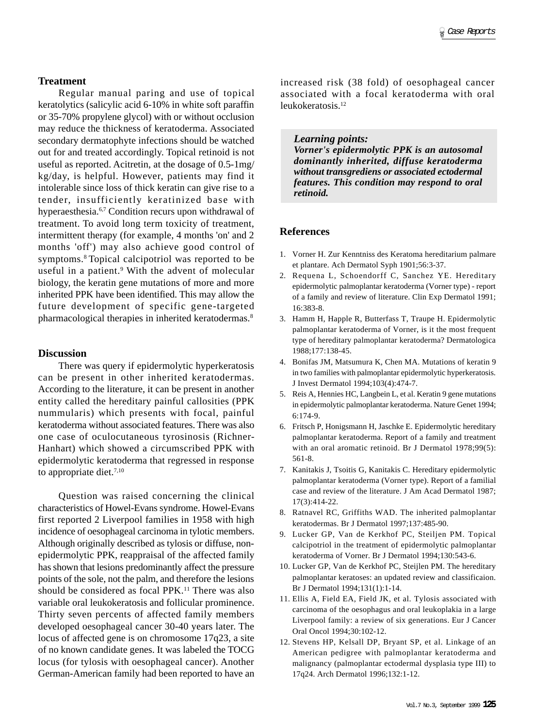## Treatment

Regular manual paring and use of topical keratolytics (salicylic acid 6-10% in white soft paraffin or 35-70% propylene glycol) with or without occlusion may reduce the thickness of keratoderma. Associated secondary dermatophyte infections should be watched out for and treated accordingly. Topical retinoid is not useful as reported. Acitretin, at the dosage of 0.5-1mg/kg/day, is helpful. However, patients may find it intolerable since loss of thick keratin can give rise to a tender, insufficiently keratinized base with hyperaesthesia.[6,7] Condition recurs upon withdrawal of treatment. To avoid long term toxicity of treatment, intermittent therapy (for example, 4 months 'on' and 2 months 'off') may also achieve good control of symptoms.[8] Topical calcipotriol was reported to be useful in a patient.[9] With the advent of molecular biology, the keratin gene mutations of more and more inherited PPK have been identified. This may allow the future development of specific gene-targeted pharmacological therapies in inherited keratodermas.[8]

## Discussion

There was query if epidermolytic hyperkeratosis can be present in other inherited keratodermas. According to the literature, it can be present in another entity called the hereditary painful callosities (PPK nummularis) which presents with focal, painful keratoderma without associated features. There was also one case of oculocutaneous tyrosinosis (Richner-Hanhart) which showed a circumscribed PPK with epidermolytic keratoderma that regressed in response to appropriate diet.[7,10]

Question was raised concerning the clinical characteristics of Howel-Evans syndrome. Howel-Evans first reported 2 Liverpool families in 1958 with high incidence of oesophageal carcinoma in tylotic members. Although originally described as tylosis or diffuse, non-epidermolytic PPK, reappraisal of the affected family has shown that lesions predominantly affect the pressure points of the sole, not the palm, and therefore the lesions should be considered as focal PPK.[11] There was also variable oral leukokeratosis and follicular prominence. Thirty seven percents of affected family members developed oesophageal cancer 30-40 years later. The locus of affected gene is on chromosome 17q23, a site of no known candidate genes. It was labeled the TOCG locus (for tylosis with oesophageal cancer). Another German-American family had been reported to have an increased risk (38 fold) of oesophageal cancer associated with a focal keratoderma with oral leukokeratosis.[12]

> ***Learning points:***
> ***Vorner's epidermolytic PPK is an autosomal dominantly inherited, diffuse keratoderma without transgrediens or associated ectodermal features. This condition may respond to oral retinoid.***

## References

1. Vorner H. Zur Kenntniss des Keratoma hereditarium palmare et plantare. Ach Dermatol Syph 1901;56:3-37.
2. Requena L, Schoendorff C, Sanchez YE. Hereditary epidermolytic palmoplantar keratoderma (Vorner type) - report of a family and review of literature. Clin Exp Dermatol 1991; 16:383-8.
3. Hamm H, Happle R, Butterfass T, Traupe H. Epidermolytic palmoplantar keratoderma of Vorner, is it the most frequent type of hereditary palmoplantar keratoderma? Dermatologica 1988;177:138-45.
4. Bonifas JM, Matsumura K, Chen MA. Mutations of keratin 9 in two families with palmoplantar epidermolytic hyperkeratosis. J Invest Dermatol 1994;103(4):474-7.
5. Reis A, Hennies HC, Langbein L, et al. Keratin 9 gene mutations in epidermolytic palmoplantar keratoderma. Nature Genet 1994; 6:174-9.
6. Fritsch P, Honigsmann H, Jaschke E. Epidermolytic hereditary palmoplantar keratoderma. Report of a family and treatment with an oral aromatic retinoid. Br J Dermatol 1978;99(5): 561-8.
7. Kanitakis J, Tsoitis G, Kanitakis C. Hereditary epidermolytic palmoplantar keratoderma (Vorner type). Report of a familial case and review of the literature. J Am Acad Dermatol 1987; 17(3):414-22.
8. Ratnavel RC, Griffiths WAD. The inherited palmoplantar keratodermas. Br J Dermatol 1997;137:485-90.
9. Lucker GP, Van de Kerkhof PC, Steiljen PM. Topical calcipotriol in the treatment of epidermolytic palmoplantar keratoderma of Vorner. Br J Dermatol 1994;130:543-6.
10. Lucker GP, Van de Kerkhof PC, Steijlen PM. The hereditary palmoplantar keratoses: an updated review and classificaion. Br J Dermatol 1994;131(1):1-14.
11. Ellis A, Field EA, Field JK, et al. Tylosis associated with carcinoma of the oesophagus and oral leukoplakia in a large Liverpool family: a review of six generations. Eur J Cancer Oral Oncol 1994;30:102-12.
12. Stevens HP, Kelsall DP, Bryant SP, et al. Linkage of an American pedigree with palmoplantar keratoderma and malignancy (palmoplantar ectodermal dysplasia type III) to 17q24. Arch Dermatol 1996;132:1-12.